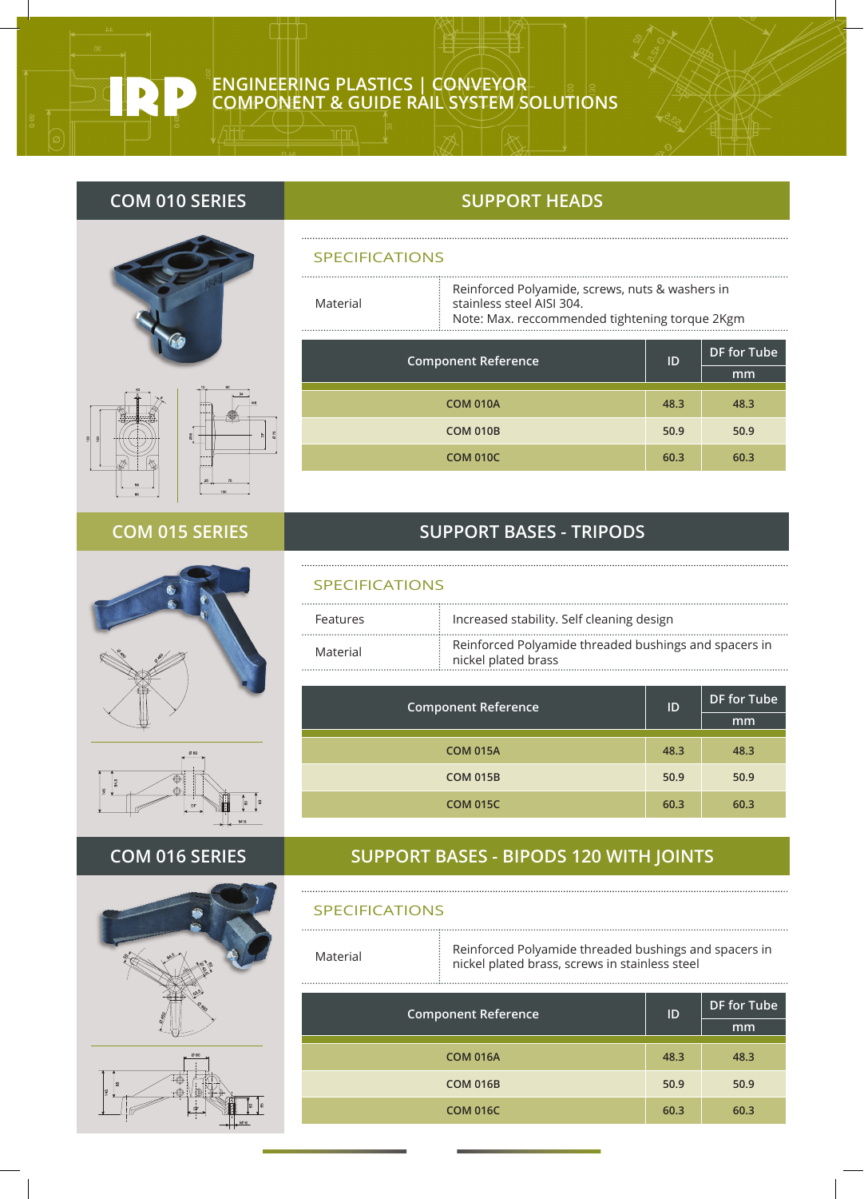IRP ENGINEERING PLASTICS | CONVEYOR COMPONENT & GUIDE RAIL SYSTEM SOLUTIONS

## COM 010 SERIES — SUPPORT HEADS

### SPECIFICATIONS

| | |
|---|---|
| Material | Reinforced Polyamide, screws, nuts & washers in stainless steel AISI 304. Note: Max. reccommended tightening torque 2Kgm |

| Component Reference | ID | DF for Tube |
|---|---|---|
| | | mm |
| COM 010A | 48.3 | 48.3 |
| COM 010B | 50.9 | 50.9 |
| COM 010C | 60.3 | 60.3 |

## COM 015 SERIES — SUPPORT BASES - TRIPODS

### SPECIFICATIONS

| | |
|---|---|
| Features | Increased stability. Self cleaning design |
| Material | Reinforced Polyamide threaded bushings and spacers in nickel plated brass |

| Component Reference | ID | DF for Tube |
|---|---|---|
| | | mm |
| COM 015A | 48.3 | 48.3 |
| COM 015B | 50.9 | 50.9 |
| COM 015C | 60.3 | 60.3 |

## COM 016 SERIES — SUPPORT BASES - BIPODS 120 WITH JOINTS

### SPECIFICATIONS

| | |
|---|---|
| Material | Reinforced Polyamide threaded bushings and spacers in nickel plated brass, screws in stainless steel |

| Component Reference | ID | DF for Tube |
|---|---|---|
| | | mm |
| COM 016A | 48.3 | 48.3 |
| COM 016B | 50.9 | 50.9 |
| COM 016C | 60.3 | 60.3 |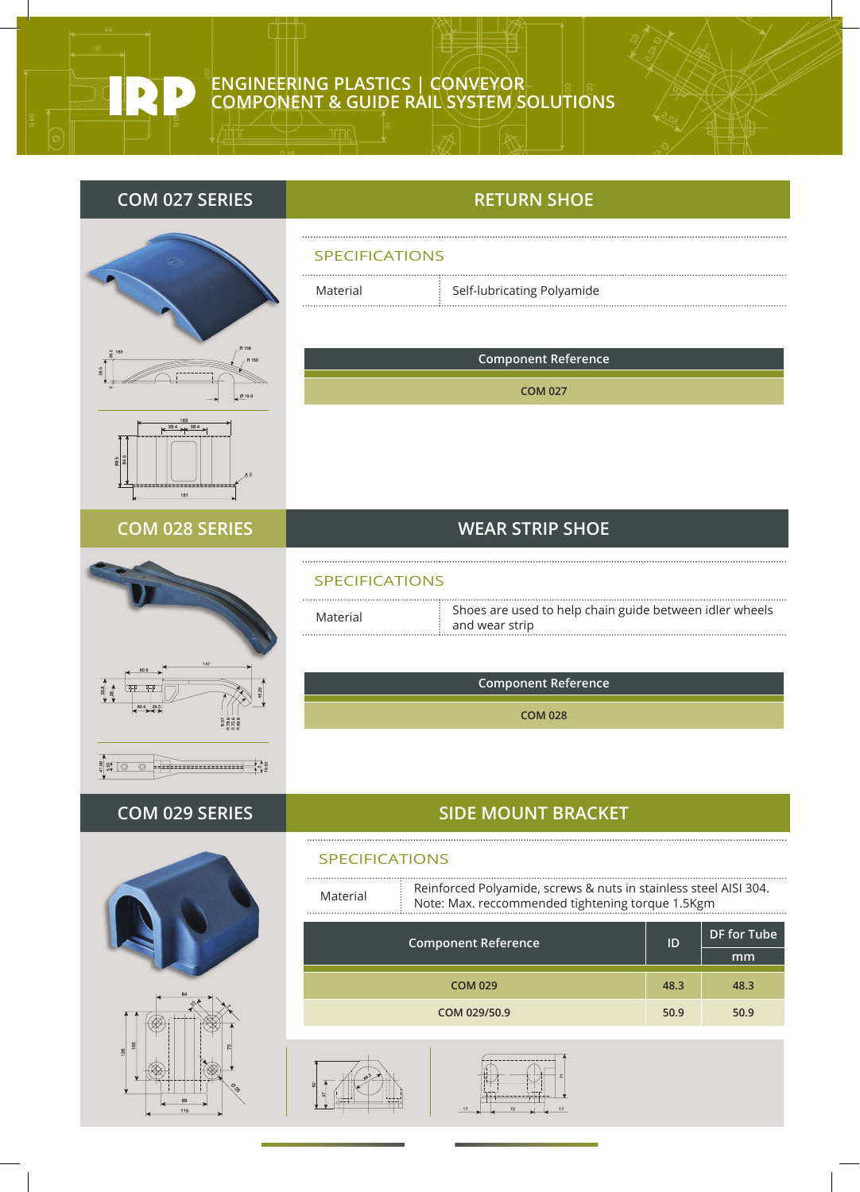# IRP ENGINEERING PLASTICS | CONVEYOR COMPONENT & GUIDE RAIL SYSTEM SOLUTIONS

## COM 027 SERIES — RETURN SHOE

### SPECIFICATIONS

| | |
|---|---|
| Material | Self-lubricating Polyamide |

| Component Reference |
|---|
| COM 027 |

## COM 028 SERIES — WEAR STRIP SHOE

### SPECIFICATIONS

| | |
|---|---|
| Material | Shoes are used to help chain guide between idler wheels and wear strip |

| Component Reference |
|---|
| COM 028 |

## COM 029 SERIES — SIDE MOUNT BRACKET

### SPECIFICATIONS

| | |
|---|---|
| Material | Reinforced Polyamide, screws & nuts in stainless steel AISI 304. Note: Max. reccommended tightening torque 1.5Kgm |

| Component Reference | ID | DF for Tube mm |
|---|---|---|
| COM 029 | 48.3 | 48.3 |
| COM 029/50.9 | 50.9 | 50.9 |